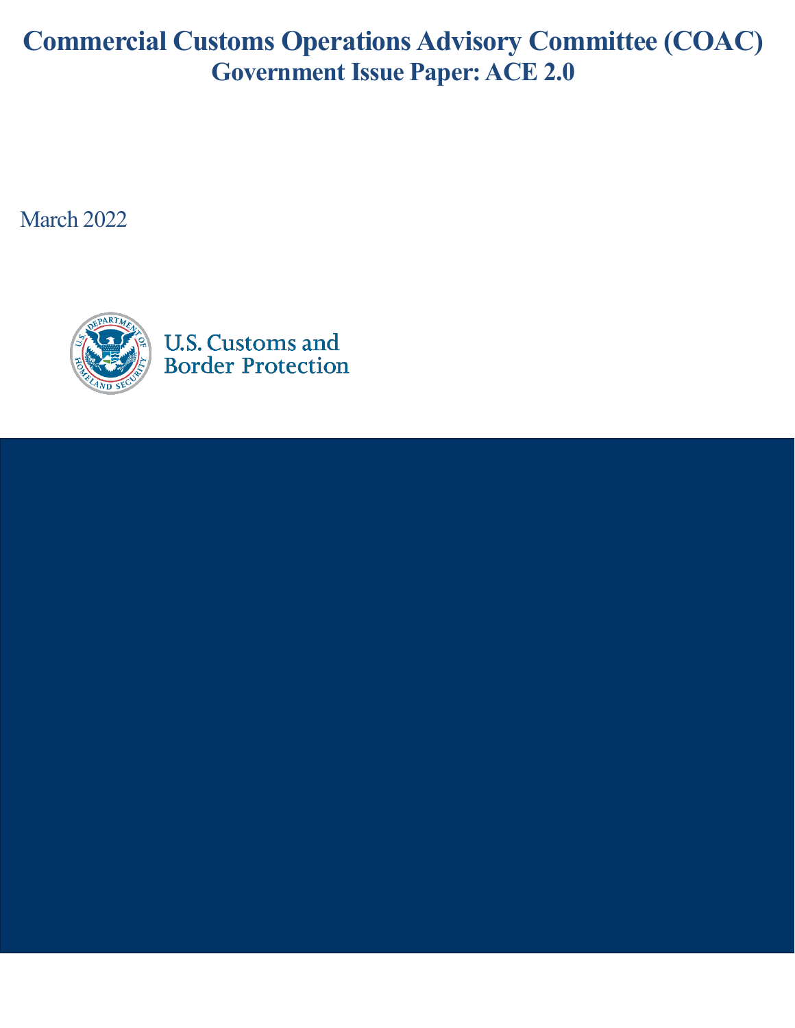# Commercial Customs Operations Advisory Committee (COAC)
## Government Issue Paper: ACE 2.0

March 2022

U.S. Customs and Border Protection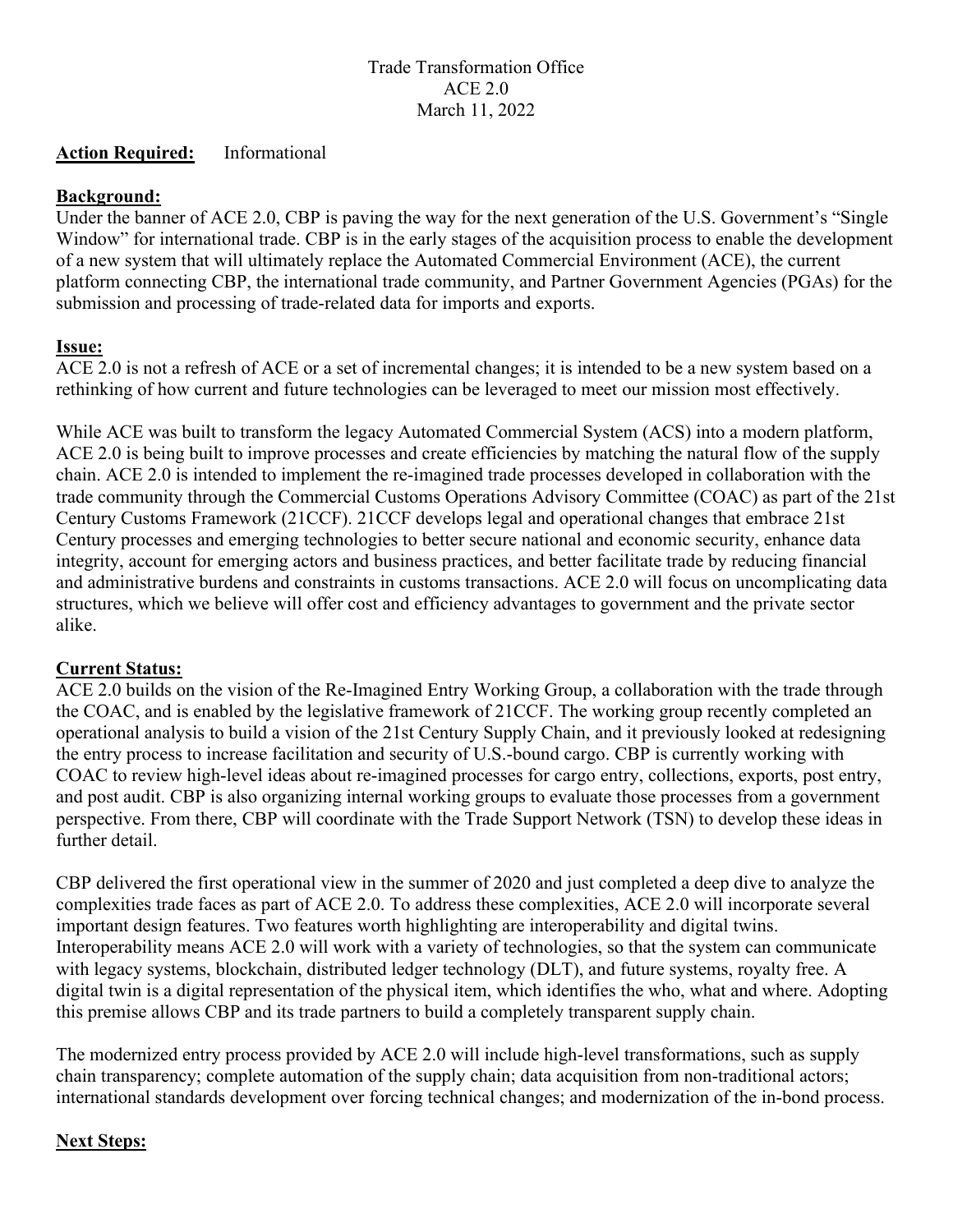Trade Transformation Office
ACE 2.0
March 11, 2022

**Action Required:** Informational

**Background:**
Under the banner of ACE 2.0, CBP is paving the way for the next generation of the U.S. Government's "Single Window" for international trade. CBP is in the early stages of the acquisition process to enable the development of a new system that will ultimately replace the Automated Commercial Environment (ACE), the current platform connecting CBP, the international trade community, and Partner Government Agencies (PGAs) for the submission and processing of trade-related data for imports and exports.

**Issue:**
ACE 2.0 is not a refresh of ACE or a set of incremental changes; it is intended to be a new system based on a rethinking of how current and future technologies can be leveraged to meet our mission most effectively.

While ACE was built to transform the legacy Automated Commercial System (ACS) into a modern platform, ACE 2.0 is being built to improve processes and create efficiencies by matching the natural flow of the supply chain. ACE 2.0 is intended to implement the re-imagined trade processes developed in collaboration with the trade community through the Commercial Customs Operations Advisory Committee (COAC) as part of the 21st Century Customs Framework (21CCF). 21CCF develops legal and operational changes that embrace 21st Century processes and emerging technologies to better secure national and economic security, enhance data integrity, account for emerging actors and business practices, and better facilitate trade by reducing financial and administrative burdens and constraints in customs transactions. ACE 2.0 will focus on uncomplicating data structures, which we believe will offer cost and efficiency advantages to government and the private sector alike.

**Current Status:**
ACE 2.0 builds on the vision of the Re-Imagined Entry Working Group, a collaboration with the trade through the COAC, and is enabled by the legislative framework of 21CCF. The working group recently completed an operational analysis to build a vision of the 21st Century Supply Chain, and it previously looked at redesigning the entry process to increase facilitation and security of U.S.-bound cargo. CBP is currently working with COAC to review high-level ideas about re-imagined processes for cargo entry, collections, exports, post entry, and post audit. CBP is also organizing internal working groups to evaluate those processes from a government perspective. From there, CBP will coordinate with the Trade Support Network (TSN) to develop these ideas in further detail.

CBP delivered the first operational view in the summer of 2020 and just completed a deep dive to analyze the complexities trade faces as part of ACE 2.0. To address these complexities, ACE 2.0 will incorporate several important design features. Two features worth highlighting are interoperability and digital twins. Interoperability means ACE 2.0 will work with a variety of technologies, so that the system can communicate with legacy systems, blockchain, distributed ledger technology (DLT), and future systems, royalty free. A digital twin is a digital representation of the physical item, which identifies the who, what and where. Adopting this premise allows CBP and its trade partners to build a completely transparent supply chain.

The modernized entry process provided by ACE 2.0 will include high-level transformations, such as supply chain transparency; complete automation of the supply chain; data acquisition from non-traditional actors; international standards development over forcing technical changes; and modernization of the in-bond process.

**Next Steps:**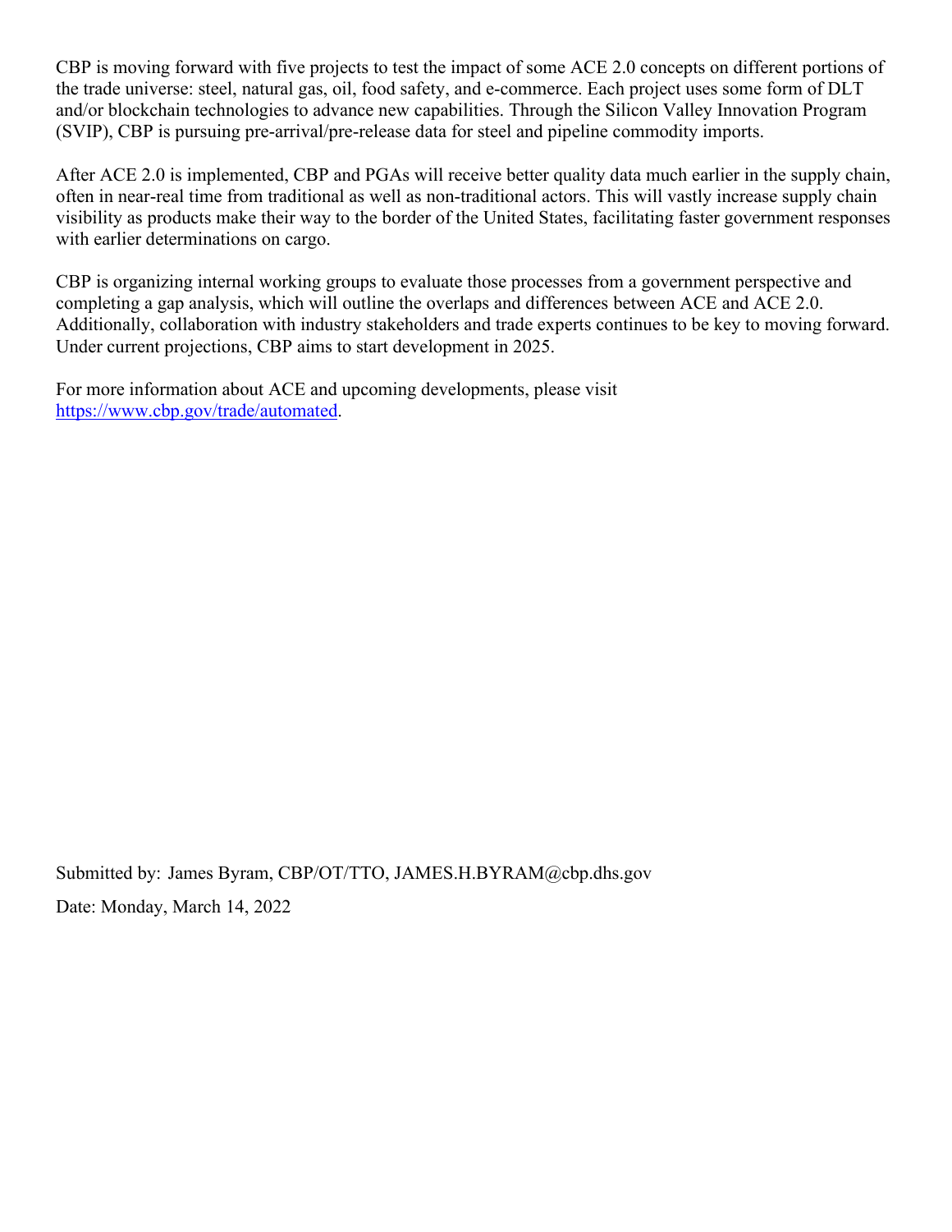CBP is moving forward with five projects to test the impact of some ACE 2.0 concepts on different portions of the trade universe: steel, natural gas, oil, food safety, and e-commerce. Each project uses some form of DLT and/or blockchain technologies to advance new capabilities. Through the Silicon Valley Innovation Program (SVIP), CBP is pursuing pre-arrival/pre-release data for steel and pipeline commodity imports.

After ACE 2.0 is implemented, CBP and PGAs will receive better quality data much earlier in the supply chain, often in near-real time from traditional as well as non-traditional actors. This will vastly increase supply chain visibility as products make their way to the border of the United States, facilitating faster government responses with earlier determinations on cargo.

CBP is organizing internal working groups to evaluate those processes from a government perspective and completing a gap analysis, which will outline the overlaps and differences between ACE and ACE 2.0. Additionally, collaboration with industry stakeholders and trade experts continues to be key to moving forward. Under current projections, CBP aims to start development in 2025.

For more information about ACE and upcoming developments, please visit [https://www.cbp.gov/trade/automated](https://www.cbp.gov/trade/automated).

Submitted by: James Byram, CBP/OT/TTO, JAMES.H.BYRAM@cbp.dhs.gov

Date: Monday, March 14, 2022